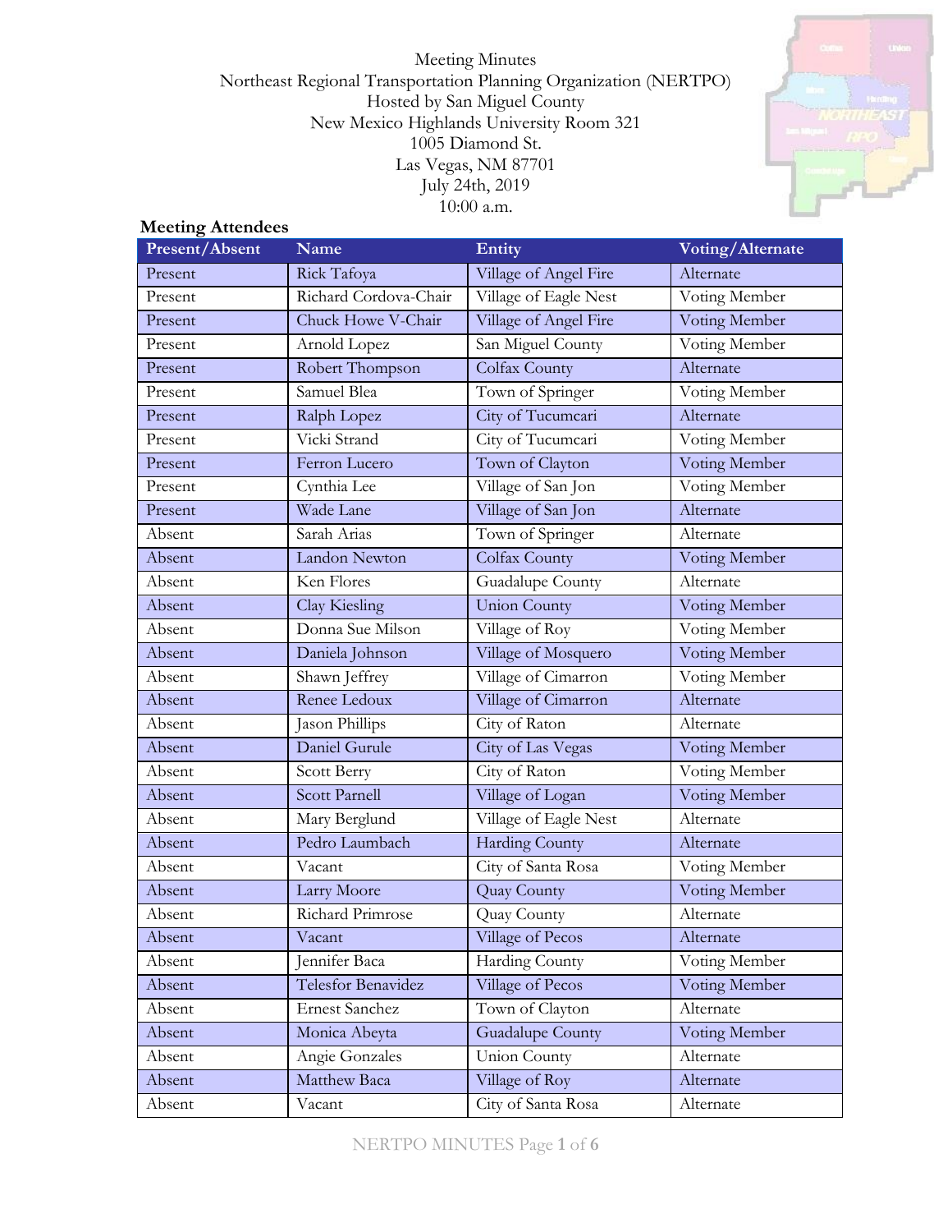Meeting Minutes
Northeast Regional Transportation Planning Organization (NERTPO)
Hosted by San Miguel County
New Mexico Highlands University Room 321
1005 Diamond St.
Las Vegas, NM 87701
July 24th, 2019
10:00 a.m.

**Meeting Attendees**

| Present/Absent | Name | Entity | Voting/Alternate |
|---|---|---|---|
| Present | Rick Tafoya | Village of Angel Fire | Alternate |
| Present | Richard Cordova-Chair | Village of Eagle Nest | Voting Member |
| Present | Chuck Howe V-Chair | Village of Angel Fire | Voting Member |
| Present | Arnold Lopez | San Miguel County | Voting Member |
| Present | Robert Thompson | Colfax County | Alternate |
| Present | Samuel Blea | Town of Springer | Voting Member |
| Present | Ralph Lopez | City of Tucumcari | Alternate |
| Present | Vicki Strand | City of Tucumcari | Voting Member |
| Present | Ferron Lucero | Town of Clayton | Voting Member |
| Present | Cynthia Lee | Village of San Jon | Voting Member |
| Present | Wade Lane | Village of San Jon | Alternate |
| Absent | Sarah Arias | Town of Springer | Alternate |
| Absent | Landon Newton | Colfax County | Voting Member |
| Absent | Ken Flores | Guadalupe County | Alternate |
| Absent | Clay Kiesling | Union County | Voting Member |
| Absent | Donna Sue Milson | Village of Roy | Voting Member |
| Absent | Daniela Johnson | Village of Mosquero | Voting Member |
| Absent | Shawn Jeffrey | Village of Cimarron | Voting Member |
| Absent | Renee Ledoux | Village of Cimarron | Alternate |
| Absent | Jason Phillips | City of Raton | Alternate |
| Absent | Daniel Gurule | City of Las Vegas | Voting Member |
| Absent | Scott Berry | City of Raton | Voting Member |
| Absent | Scott Parnell | Village of Logan | Voting Member |
| Absent | Mary Berglund | Village of Eagle Nest | Alternate |
| Absent | Pedro Laumbach | Harding County | Alternate |
| Absent | Vacant | City of Santa Rosa | Voting Member |
| Absent | Larry Moore | Quay County | Voting Member |
| Absent | Richard Primrose | Quay County | Alternate |
| Absent | Vacant | Village of Pecos | Alternate |
| Absent | Jennifer Baca | Harding County | Voting Member |
| Absent | Telesfor Benavidez | Village of Pecos | Voting Member |
| Absent | Ernest Sanchez | Town of Clayton | Alternate |
| Absent | Monica Abeyta | Guadalupe County | Voting Member |
| Absent | Angie Gonzales | Union County | Alternate |
| Absent | Matthew Baca | Village of Roy | Alternate |
| Absent | Vacant | City of Santa Rosa | Alternate |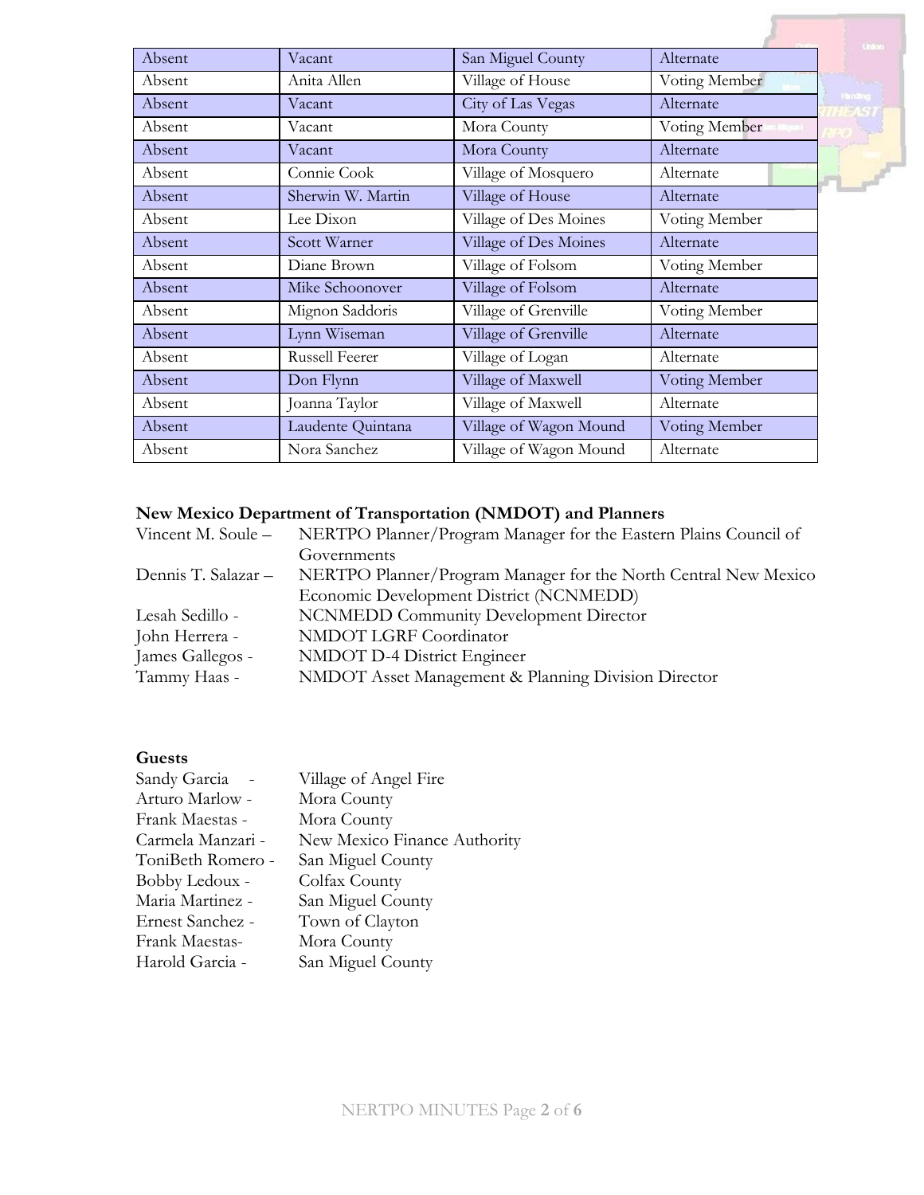| Absent | Vacant | San Miguel County | Alternate |
|---|---|---|---|
| Absent | Anita Allen | Village of House | Voting Member |
| Absent | Vacant | City of Las Vegas | Alternate |
| Absent | Vacant | Mora County | Voting Member |
| Absent | Vacant | Mora County | Alternate |
| Absent | Connie Cook | Village of Mosquero | Alternate |
| Absent | Sherwin W. Martin | Village of House | Alternate |
| Absent | Lee Dixon | Village of Des Moines | Voting Member |
| Absent | Scott Warner | Village of Des Moines | Alternate |
| Absent | Diane Brown | Village of Folsom | Voting Member |
| Absent | Mike Schoonover | Village of Folsom | Alternate |
| Absent | Mignon Saddoris | Village of Grenville | Voting Member |
| Absent | Lynn Wiseman | Village of Grenville | Alternate |
| Absent | Russell Feerer | Village of Logan | Alternate |
| Absent | Don Flynn | Village of Maxwell | Voting Member |
| Absent | Joanna Taylor | Village of Maxwell | Alternate |
| Absent | Laudente Quintana | Village of Wagon Mound | Voting Member |
| Absent | Nora Sanchez | Village of Wagon Mound | Alternate |

**New Mexico Department of Transportation (NMDOT) and Planners**

Vincent M. Soule – NERTPO Planner/Program Manager for the Eastern Plains Council of Governments
Dennis T. Salazar – NERTPO Planner/Program Manager for the North Central New Mexico Economic Development District (NCNMEDD)
Lesah Sedillo - NCNMEDD Community Development Director
John Herrera - NMDOT LGRF Coordinator
James Gallegos - NMDOT D-4 District Engineer
Tammy Haas - NMDOT Asset Management & Planning Division Director

**Guests**

Sandy Garcia - Village of Angel Fire
Arturo Marlow - Mora County
Frank Maestas - Mora County
Carmela Manzari - New Mexico Finance Authority
ToniBeth Romero - San Miguel County
Bobby Ledoux - Colfax County
Maria Martinez - San Miguel County
Ernest Sanchez - Town of Clayton
Frank Maestas- Mora County
Harold Garcia - San Miguel County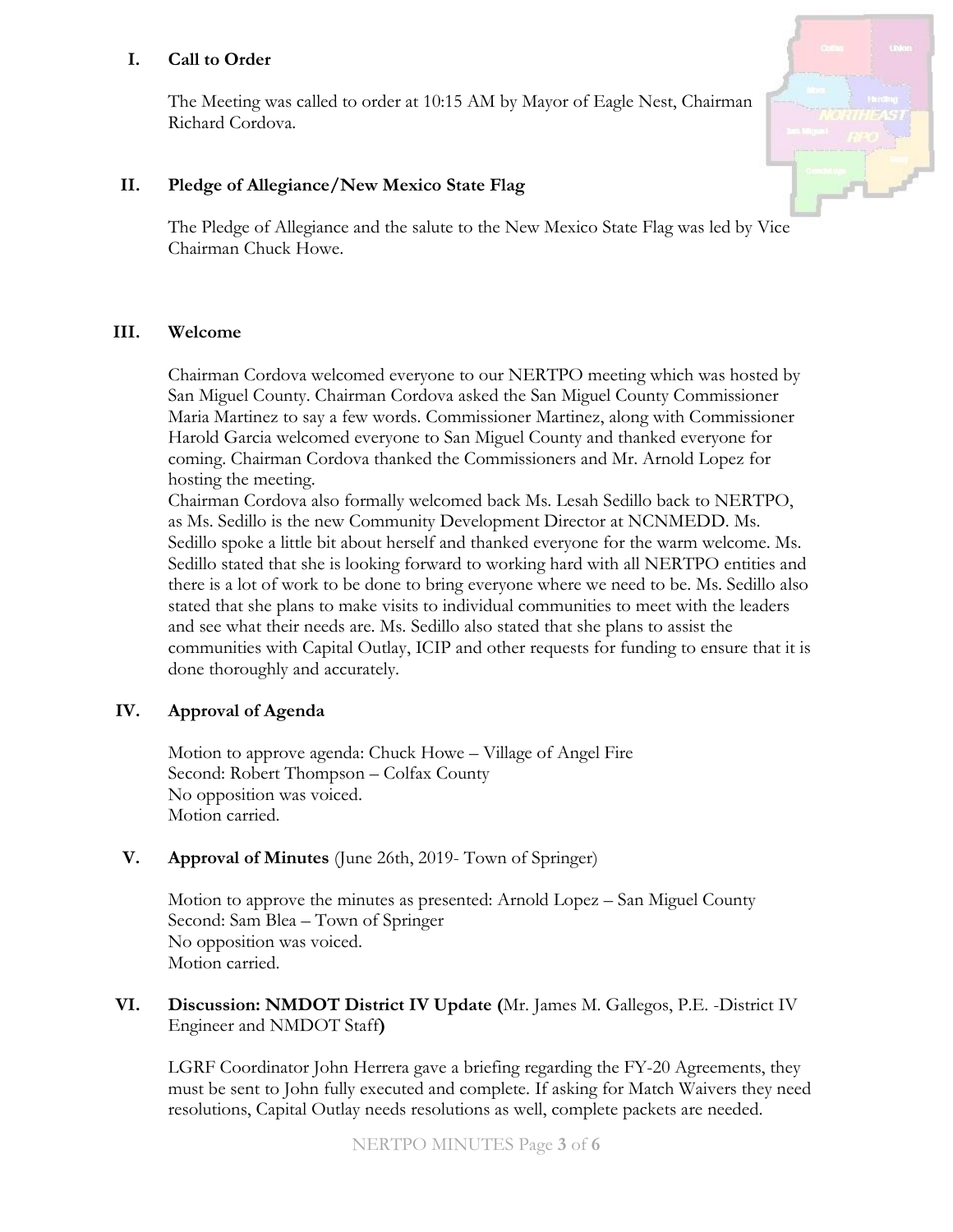## I. Call to Order

The Meeting was called to order at 10:15 AM by Mayor of Eagle Nest, Chairman Richard Cordova.

## II. Pledge of Allegiance/New Mexico State Flag

The Pledge of Allegiance and the salute to the New Mexico State Flag was led by Vice Chairman Chuck Howe.

## III. Welcome

Chairman Cordova welcomed everyone to our NERTPO meeting which was hosted by San Miguel County. Chairman Cordova asked the San Miguel County Commissioner Maria Martinez to say a few words. Commissioner Martinez, along with Commissioner Harold Garcia welcomed everyone to San Miguel County and thanked everyone for coming. Chairman Cordova thanked the Commissioners and Mr. Arnold Lopez for hosting the meeting.

Chairman Cordova also formally welcomed back Ms. Lesah Sedillo back to NERTPO, as Ms. Sedillo is the new Community Development Director at NCNMEDD. Ms. Sedillo spoke a little bit about herself and thanked everyone for the warm welcome. Ms. Sedillo stated that she is looking forward to working hard with all NERTPO entities and there is a lot of work to be done to bring everyone where we need to be. Ms. Sedillo also stated that she plans to make visits to individual communities to meet with the leaders and see what their needs are. Ms. Sedillo also stated that she plans to assist the communities with Capital Outlay, ICIP and other requests for funding to ensure that it is done thoroughly and accurately.

## IV. Approval of Agenda

Motion to approve agenda: Chuck Howe – Village of Angel Fire
Second: Robert Thompson – Colfax County
No opposition was voiced.
Motion carried.

## V. Approval of Minutes (June 26th, 2019- Town of Springer)

Motion to approve the minutes as presented: Arnold Lopez – San Miguel County
Second: Sam Blea – Town of Springer
No opposition was voiced.
Motion carried.

## VI. Discussion: NMDOT District IV Update (Mr. James M. Gallegos, P.E. -District IV Engineer and NMDOT Staff)

LGRF Coordinator John Herrera gave a briefing regarding the FY-20 Agreements, they must be sent to John fully executed and complete. If asking for Match Waivers they need resolutions, Capital Outlay needs resolutions as well, complete packets are needed.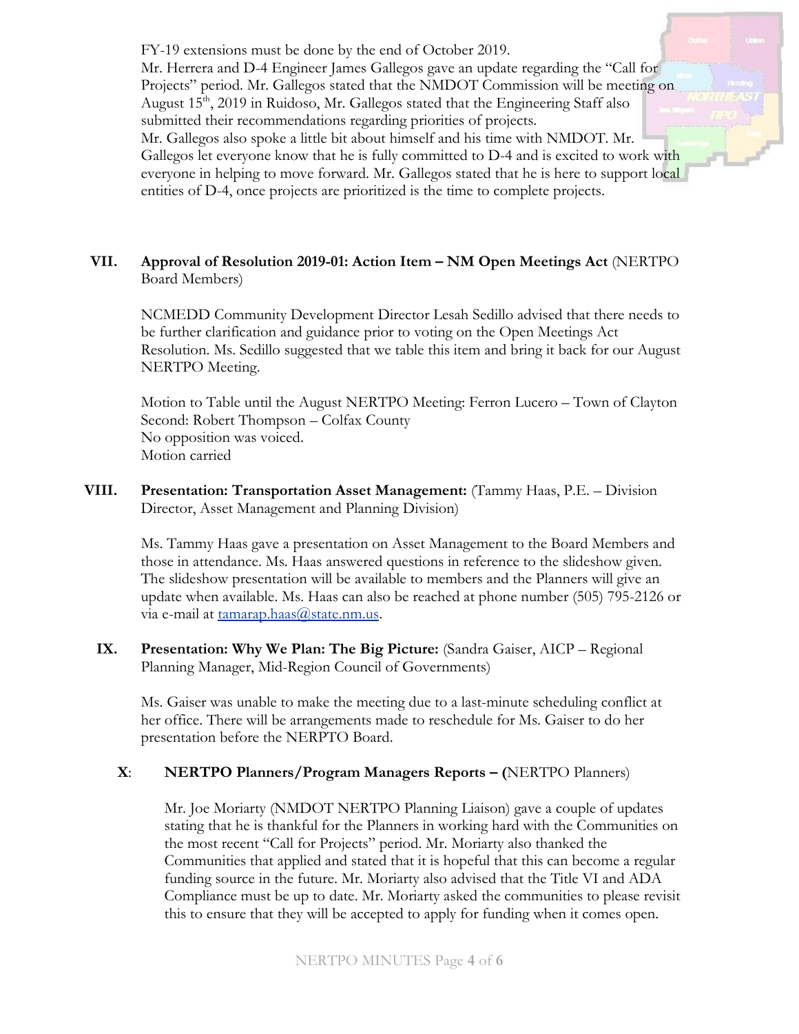FY-19 extensions must be done by the end of October 2019.
Mr. Herrera and D-4 Engineer James Gallegos gave an update regarding the "Call for Projects" period. Mr. Gallegos stated that the NMDOT Commission will be meeting on August 15th, 2019 in Ruidoso, Mr. Gallegos stated that the Engineering Staff also submitted their recommendations regarding priorities of projects.
Mr. Gallegos also spoke a little bit about himself and his time with NMDOT. Mr. Gallegos let everyone know that he is fully committed to D-4 and is excited to work with everyone in helping to move forward. Mr. Gallegos stated that he is here to support local entities of D-4, once projects are prioritized is the time to complete projects.

**VII. Approval of Resolution 2019-01: Action Item – NM Open Meetings Act** (NERTPO Board Members)

NCMEDD Community Development Director Lesah Sedillo advised that there needs to be further clarification and guidance prior to voting on the Open Meetings Act Resolution. Ms. Sedillo suggested that we table this item and bring it back for our August NERTPO Meeting.

Motion to Table until the August NERTPO Meeting: Ferron Lucero – Town of Clayton
Second: Robert Thompson – Colfax County
No opposition was voiced.
Motion carried

**VIII. Presentation: Transportation Asset Management:** (Tammy Haas, P.E. – Division Director, Asset Management and Planning Division)

Ms. Tammy Haas gave a presentation on Asset Management to the Board Members and those in attendance. Ms. Haas answered questions in reference to the slideshow given. The slideshow presentation will be available to members and the Planners will give an update when available. Ms. Haas can also be reached at phone number (505) 795-2126 or via e-mail at tamarap.haas@state.nm.us.

**IX. Presentation: Why We Plan: The Big Picture:** (Sandra Gaiser, AICP – Regional Planning Manager, Mid-Region Council of Governments)

Ms. Gaiser was unable to make the meeting due to a last-minute scheduling conflict at her office. There will be arrangements made to reschedule for Ms. Gaiser to do her presentation before the NERPTO Board.

**X: NERTPO Planners/Program Managers Reports – (**NERTPO Planners)

Mr. Joe Moriarty (NMDOT NERTPO Planning Liaison) gave a couple of updates stating that he is thankful for the Planners in working hard with the Communities on the most recent "Call for Projects" period. Mr. Moriarty also thanked the Communities that applied and stated that it is hopeful that this can become a regular funding source in the future. Mr. Moriarty also advised that the Title VI and ADA Compliance must be up to date. Mr. Moriarty asked the communities to please revisit this to ensure that they will be accepted to apply for funding when it comes open.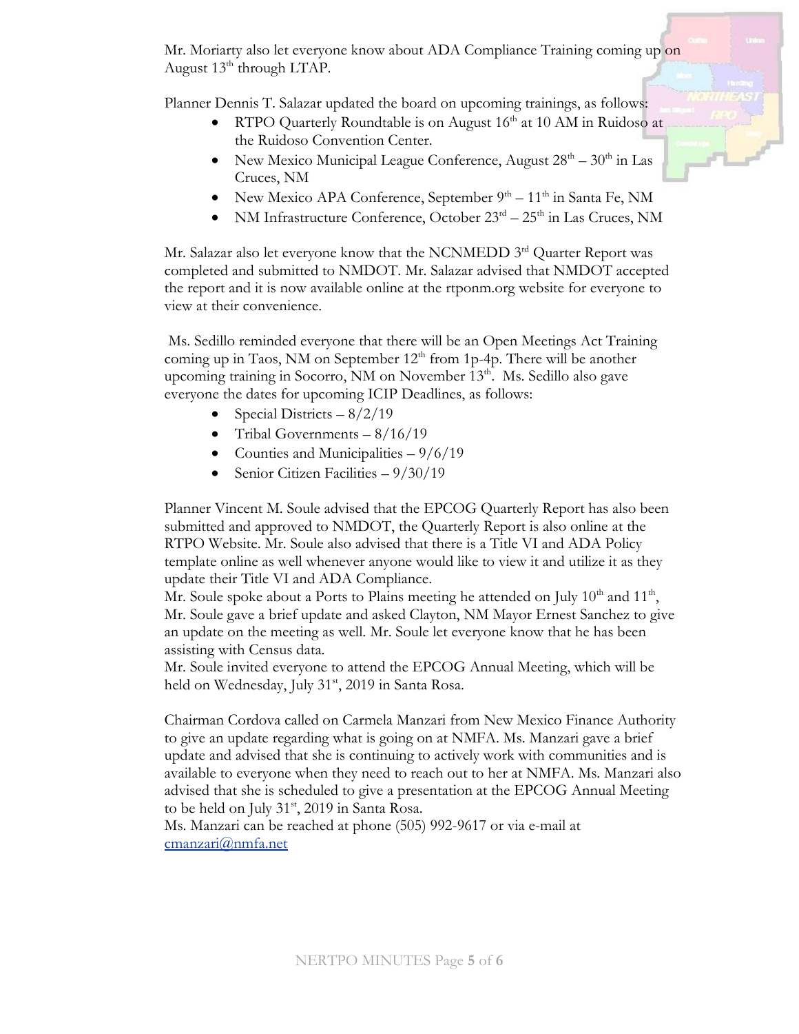Mr. Moriarty also let everyone know about ADA Compliance Training coming up on August 13th through LTAP.

Planner Dennis T. Salazar updated the board on upcoming trainings, as follows:

- RTPO Quarterly Roundtable is on August 16th at 10 AM in Ruidoso at the Ruidoso Convention Center.
- New Mexico Municipal League Conference, August 28th – 30th in Las Cruces, NM
- New Mexico APA Conference, September 9th – 11th in Santa Fe, NM
- NM Infrastructure Conference, October 23rd – 25th in Las Cruces, NM

Mr. Salazar also let everyone know that the NCNMEDD 3rd Quarter Report was completed and submitted to NMDOT. Mr. Salazar advised that NMDOT accepted the report and it is now available online at the rtponm.org website for everyone to view at their convenience.

Ms. Sedillo reminded everyone that there will be an Open Meetings Act Training coming up in Taos, NM on September 12th from 1p-4p. There will be another upcoming training in Socorro, NM on November 13th. Ms. Sedillo also gave everyone the dates for upcoming ICIP Deadlines, as follows:

- Special Districts – 8/2/19
- Tribal Governments – 8/16/19
- Counties and Municipalities – 9/6/19
- Senior Citizen Facilities – 9/30/19

Planner Vincent M. Soule advised that the EPCOG Quarterly Report has also been submitted and approved to NMDOT, the Quarterly Report is also online at the RTPO Website. Mr. Soule also advised that there is a Title VI and ADA Policy template online as well whenever anyone would like to view it and utilize it as they update their Title VI and ADA Compliance.

Mr. Soule spoke about a Ports to Plains meeting he attended on July 10th and 11th, Mr. Soule gave a brief update and asked Clayton, NM Mayor Ernest Sanchez to give an update on the meeting as well. Mr. Soule let everyone know that he has been assisting with Census data.

Mr. Soule invited everyone to attend the EPCOG Annual Meeting, which will be held on Wednesday, July 31st, 2019 in Santa Rosa.

Chairman Cordova called on Carmela Manzari from New Mexico Finance Authority to give an update regarding what is going on at NMFA. Ms. Manzari gave a brief update and advised that she is continuing to actively work with communities and is available to everyone when they need to reach out to her at NMFA. Ms. Manzari also advised that she is scheduled to give a presentation at the EPCOG Annual Meeting to be held on July 31st, 2019 in Santa Rosa.

Ms. Manzari can be reached at phone (505) 992-9617 or via e-mail at cmanzari@nmfa.net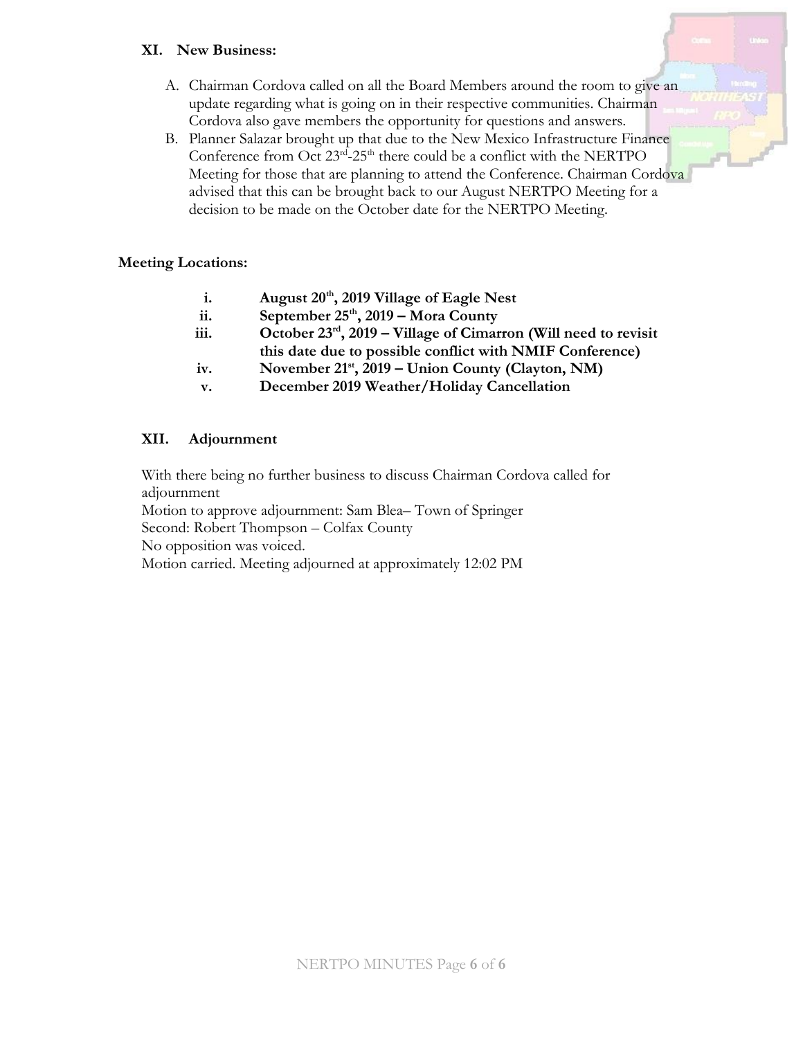## XI. New Business:

A. Chairman Cordova called on all the Board Members around the room to give an update regarding what is going on in their respective communities. Chairman Cordova also gave members the opportunity for questions and answers.

B. Planner Salazar brought up that due to the New Mexico Infrastructure Finance Conference from Oct 23rd-25th there could be a conflict with the NERTPO Meeting for those that are planning to attend the Conference. Chairman Cordova advised that this can be brought back to our August NERTPO Meeting for a decision to be made on the October date for the NERTPO Meeting.

**Meeting Locations:**

i. **August 20th, 2019 Village of Eagle Nest**
ii. **September 25th, 2019 – Mora County**
iii. **October 23rd, 2019 – Village of Cimarron (Will need to revisit this date due to possible conflict with NMIF Conference)**
iv. **November 21st, 2019 – Union County (Clayton, NM)**
v. **December 2019 Weather/Holiday Cancellation**

## XII. Adjournment

With there being no further business to discuss Chairman Cordova called for adjournment
Motion to approve adjournment: Sam Blea– Town of Springer
Second: Robert Thompson – Colfax County
No opposition was voiced.
Motion carried. Meeting adjourned at approximately 12:02 PM